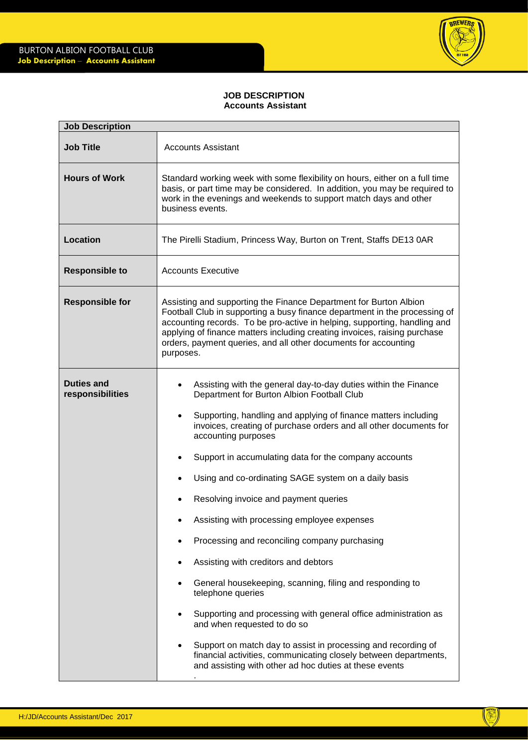# JOB DESCRIPTION
## Accounts Assistant

| Job Description | |
|---|---|
| **Job Title** | Accounts Assistant |
| **Hours of Work** | Standard working week with some flexibility on hours, either on a full time basis, or part time may be considered. In addition, you may be required to work in the evenings and weekends to support match days and other business events. |
| **Location** | The Pirelli Stadium, Princess Way, Burton on Trent, Staffs DE13 0AR |
| **Responsible to** | Accounts Executive |
| **Responsible for** | Assisting and supporting the Finance Department for Burton Albion Football Club in supporting a busy finance department in the processing of accounting records. To be pro-active in helping, supporting, handling and applying of finance matters including creating invoices, raising purchase orders, payment queries, and all other documents for accounting purposes. |
| **Duties and responsibilities** | • Assisting with the general day-to-day duties within the Finance Department for Burton Albion Football Club<br>• Supporting, handling and applying of finance matters including invoices, creating of purchase orders and all other documents for accounting purposes<br>• Support in accumulating data for the company accounts<br>• Using and co-ordinating SAGE system on a daily basis<br>• Resolving invoice and payment queries<br>• Assisting with processing employee expenses<br>• Processing and reconciling company purchasing<br>• Assisting with creditors and debtors<br>• General housekeeping, scanning, filing and responding to telephone queries<br>• Supporting and processing with general office administration as and when requested to do so<br>• Support on match day to assist in processing and recording of financial activities, communicating closely between departments, and assisting with other ad hoc duties at these events |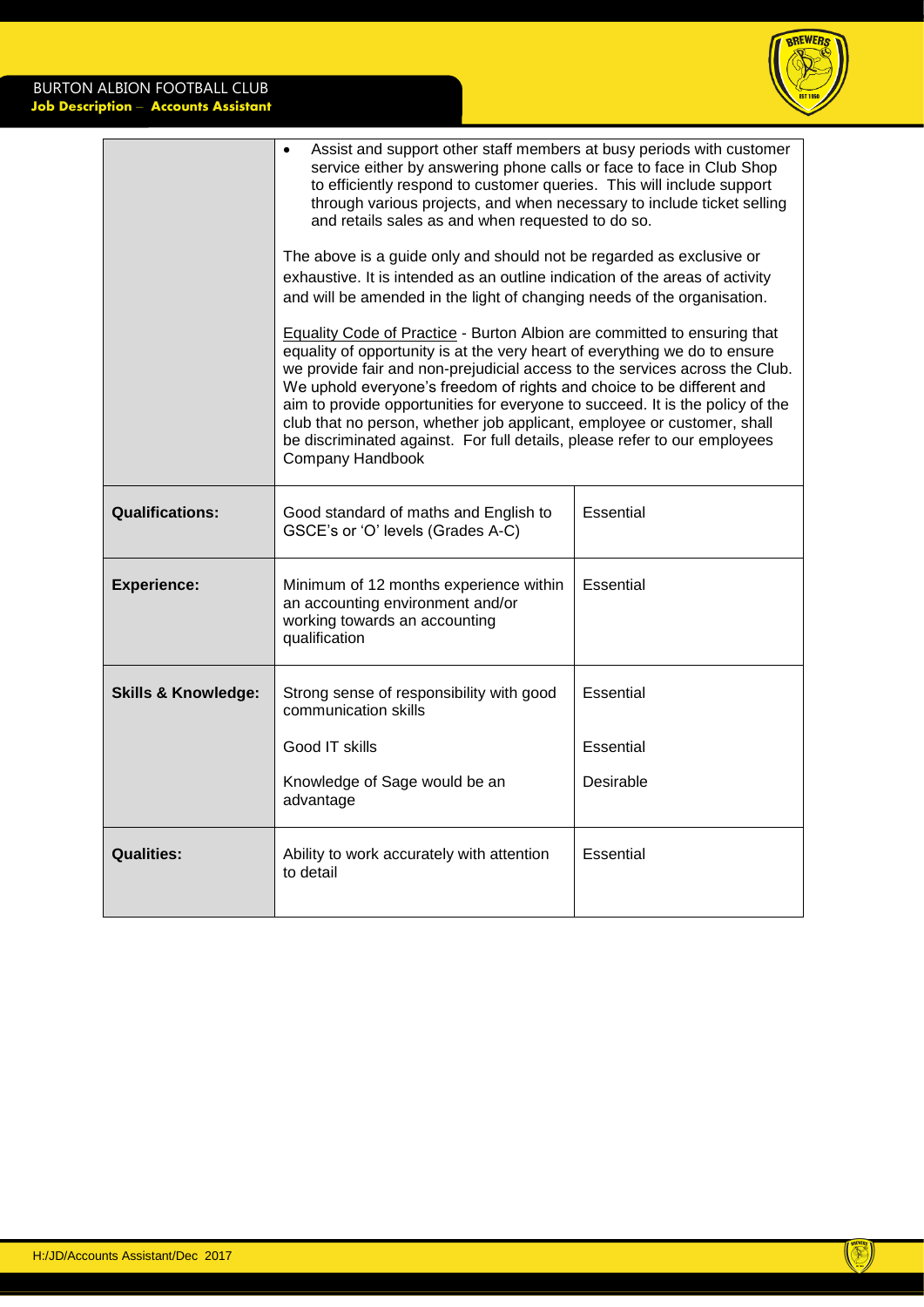| | | |
|---|---|---|
| | • Assist and support other staff members at busy periods with customer service either by answering phone calls or face to face in Club Shop to efficiently respond to customer queries. This will include support through various projects, and when necessary to include ticket selling and retails sales as and when requested to do so.<br><br>The above is a guide only and should not be regarded as exclusive or exhaustive. It is intended as an outline indication of the areas of activity and will be amended in the light of changing needs of the organisation.<br><br>Equality Code of Practice - Burton Albion are committed to ensuring that equality of opportunity is at the very heart of everything we do to ensure we provide fair and non-prejudicial access to the services across the Club. We uphold everyone's freedom of rights and choice to be different and aim to provide opportunities for everyone to succeed. It is the policy of the club that no person, whether job applicant, employee or customer, shall be discriminated against. For full details, please refer to our employees Company Handbook | |
| **Qualifications:** | Good standard of maths and English to GSCE's or 'O' levels (Grades A-C) | Essential |
| **Experience:** | Minimum of 12 months experience within an accounting environment and/or working towards an accounting qualification | Essential |
| **Skills & Knowledge:** | Strong sense of responsibility with good communication skills<br><br>Good IT skills<br><br>Knowledge of Sage would be an advantage | Essential<br><br>Essential<br><br>Desirable |
| **Qualities:** | Ability to work accurately with attention to detail | Essential |